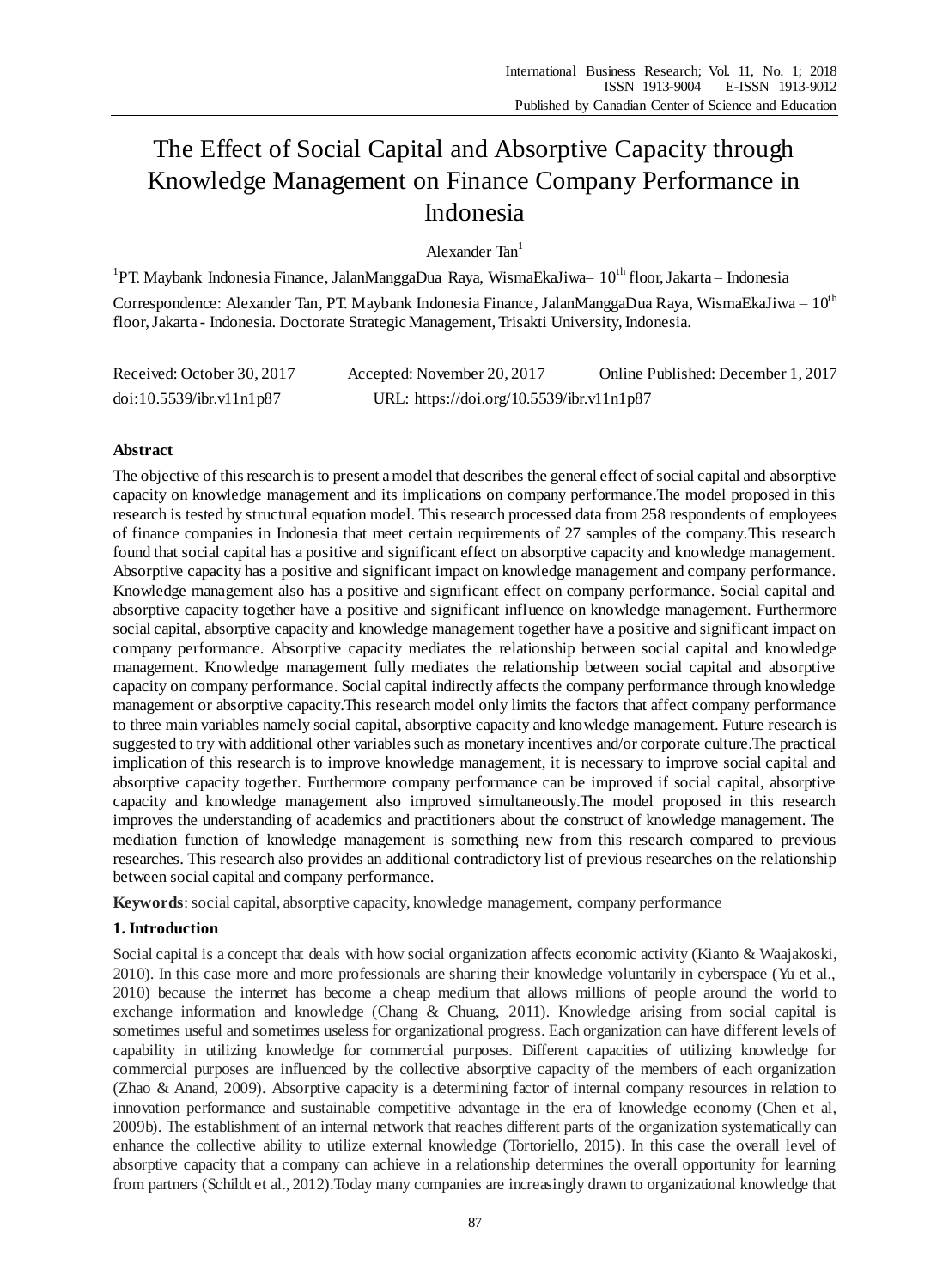# The Effect of Social Capital and Absorptive Capacity through Knowledge Management on Finance Company Performance in Indonesia

Alexander Tan[1]

[1]PT. Maybank Indonesia Finance, JalanManggaDua Raya, WismaEkaJiwa– 10th floor, Jakarta – Indonesia

Correspondence: Alexander Tan, PT. Maybank Indonesia Finance, JalanManggaDua Raya, WismaEkaJiwa – 10th floor, Jakarta - Indonesia. Doctorate Strategic Management, Trisakti University, Indonesia.

Received: October 30, 2017 Accepted: November 20, 2017 Online Published: December 1, 2017

doi:10.5539/ibr.v11n1p87 URL: https://doi.org/10.5539/ibr.v11n1p87

## Abstract

The objective of this research is to present a model that describes the general effect of social capital and absorptive capacity on knowledge management and its implications on company performance.The model proposed in this research is tested by structural equation model. This research processed data from 258 respondents of employees of finance companies in Indonesia that meet certain requirements of 27 samples of the company.This research found that social capital has a positive and significant effect on absorptive capacity and knowledge management. Absorptive capacity has a positive and significant impact on knowledge management and company performance. Knowledge management also has a positive and significant effect on company performance. Social capital and absorptive capacity together have a positive and significant influence on knowledge management. Furthermore social capital, absorptive capacity and knowledge management together have a positive and significant impact on company performance. Absorptive capacity mediates the relationship between social capital and knowledge management. Knowledge management fully mediates the relationship between social capital and absorptive capacity on company performance. Social capital indirectly affects the company performance through knowledge management or absorptive capacity.This research model only limits the factors that affect company performance to three main variables namely social capital, absorptive capacity and knowledge management. Future research is suggested to try with additional other variables such as monetary incentives and/or corporate culture.The practical implication of this research is to improve knowledge management, it is necessary to improve social capital and absorptive capacity together. Furthermore company performance can be improved if social capital, absorptive capacity and knowledge management also improved simultaneously.The model proposed in this research improves the understanding of academics and practitioners about the construct of knowledge management. The mediation function of knowledge management is something new from this research compared to previous researches. This research also provides an additional contradictory list of previous researches on the relationship between social capital and company performance.

**Keywords**: social capital, absorptive capacity, knowledge management, company performance

## 1. Introduction

Social capital is a concept that deals with how social organization affects economic activity (Kianto & Waajakoski, 2010). In this case more and more professionals are sharing their knowledge voluntarily in cyberspace (Yu et al., 2010) because the internet has become a cheap medium that allows millions of people around the world to exchange information and knowledge (Chang & Chuang, 2011). Knowledge arising from social capital is sometimes useful and sometimes useless for organizational progress. Each organization can have different levels of capability in utilizing knowledge for commercial purposes. Different capacities of utilizing knowledge for commercial purposes are influenced by the collective absorptive capacity of the members of each organization (Zhao & Anand, 2009). Absorptive capacity is a determining factor of internal company resources in relation to innovation performance and sustainable competitive advantage in the era of knowledge economy (Chen et al, 2009b). The establishment of an internal network that reaches different parts of the organization systematically can enhance the collective ability to utilize external knowledge (Tortoriello, 2015). In this case the overall level of absorptive capacity that a company can achieve in a relationship determines the overall opportunity for learning from partners (Schildt et al., 2012).Today many companies are increasingly drawn to organizational knowledge that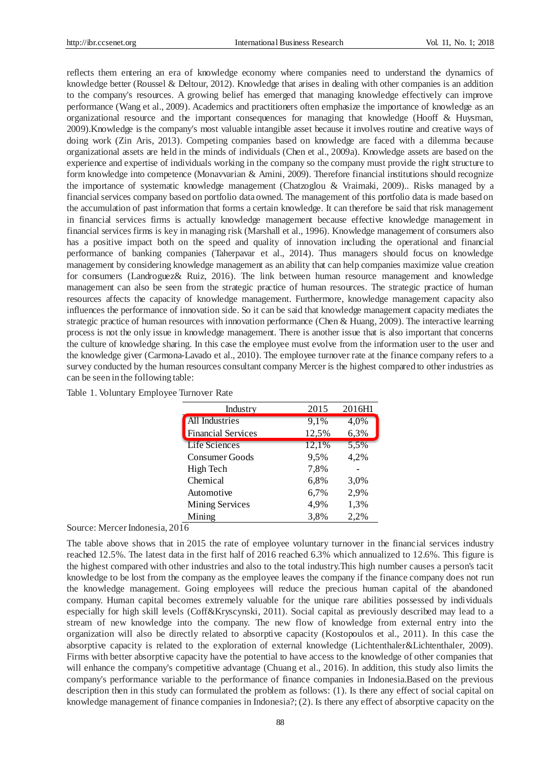reflects them entering an era of knowledge economy where companies need to understand the dynamics of knowledge better (Roussel & Deltour, 2012). Knowledge that arises in dealing with other companies is an addition to the company's resources. A growing belief has emerged that managing knowledge effectively can improve performance (Wang et al., 2009). Academics and practitioners often emphasize the importance of knowledge as an organizational resource and the important consequences for managing that knowledge (Hooff & Huysman, 2009).Knowledge is the company's most valuable intangible asset because it involves routine and creative ways of doing work (Zin Aris, 2013). Competing companies based on knowledge are faced with a dilemma because organizational assets are held in the minds of individuals (Chen et al., 2009a). Knowledge assets are based on the experience and expertise of individuals working in the company so the company must provide the right structure to form knowledge into competence (Monavvarian & Amini, 2009). Therefore financial institutions should recognize the importance of systematic knowledge management (Chatzoglou & Vraimaki, 2009).. Risks managed by a financial services company based on portfolio data owned. The management of this portfolio data is made based on the accumulation of past information that forms a certain knowledge. It can therefore be said that risk management in financial services firms is actually knowledge management because effective knowledge management in financial services firms is key in managing risk (Marshall et al., 1996). Knowledge management of consumers also has a positive impact both on the speed and quality of innovation including the operational and financial performance of banking companies (Taherpavar et al., 2014). Thus managers should focus on knowledge management by considering knowledge management as an ability that can help companies maximize value creation for consumers (Landroguez& Ruiz, 2016). The link between human resource management and knowledge management can also be seen from the strategic practice of human resources. The strategic practice of human resources affects the capacity of knowledge management. Furthermore, knowledge management capacity also influences the performance of innovation side. So it can be said that knowledge management capacity mediates the strategic practice of human resources with innovation performance (Chen & Huang, 2009). The interactive learning process is not the only issue in knowledge management. There is another issue that is also important that concerns the culture of knowledge sharing. In this case the employee must evolve from the information user to the user and the knowledge giver (Carmona-Lavado et al., 2010). The employee turnover rate at the finance company refers to a survey conducted by the human resources consultant company Mercer is the highest compared to other industries as can be seen in the following table:

Table 1. Voluntary Employee Turnover Rate

| Industry | 2015 | 2016H1 |
|---|---|---|
| All Industries | 9,1% | 4,0% |
| Financial Services | 12,5% | 6,3% |
| Life Sciences | 12,1% | 5,5% |
| Consumer Goods | 9,5% | 4,2% |
| High Tech | 7,8% | - |
| Chemical | 6,8% | 3,0% |
| Automotive | 6,7% | 2,9% |
| Mining Services | 4,9% | 1,3% |
| Mining | 3,8% | 2,2% |

Source: Mercer Indonesia, 2016

The table above shows that in 2015 the rate of employee voluntary turnover in the financial services industry reached 12.5%. The latest data in the first half of 2016 reached 6.3% which annualized to 12.6%. This figure is the highest compared with other industries and also to the total industry.This high number causes a person's tacit knowledge to be lost from the company as the employee leaves the company if the finance company does not run the knowledge management. Going employees will reduce the precious human capital of the abandoned company. Human capital becomes extremely valuable for the unique rare abilities possessed by individuals especially for high skill levels (Coff&Kryscynski, 2011). Social capital as previously described may lead to a stream of new knowledge into the company. The new flow of knowledge from external entry into the organization will also be directly related to absorptive capacity (Kostopoulos et al., 2011). In this case the absorptive capacity is related to the exploration of external knowledge (Lichtenthaler&Lichtenthaler, 2009). Firms with better absorptive capacity have the potential to have access to the knowledge of other companies that will enhance the company's competitive advantage (Chuang et al., 2016). In addition, this study also limits the company's performance variable to the performance of finance companies in Indonesia.Based on the previous description then in this study can formulated the problem as follows: (1). Is there any effect of social capital on knowledge management of finance companies in Indonesia?; (2). Is there any effect of absorptive capacity on the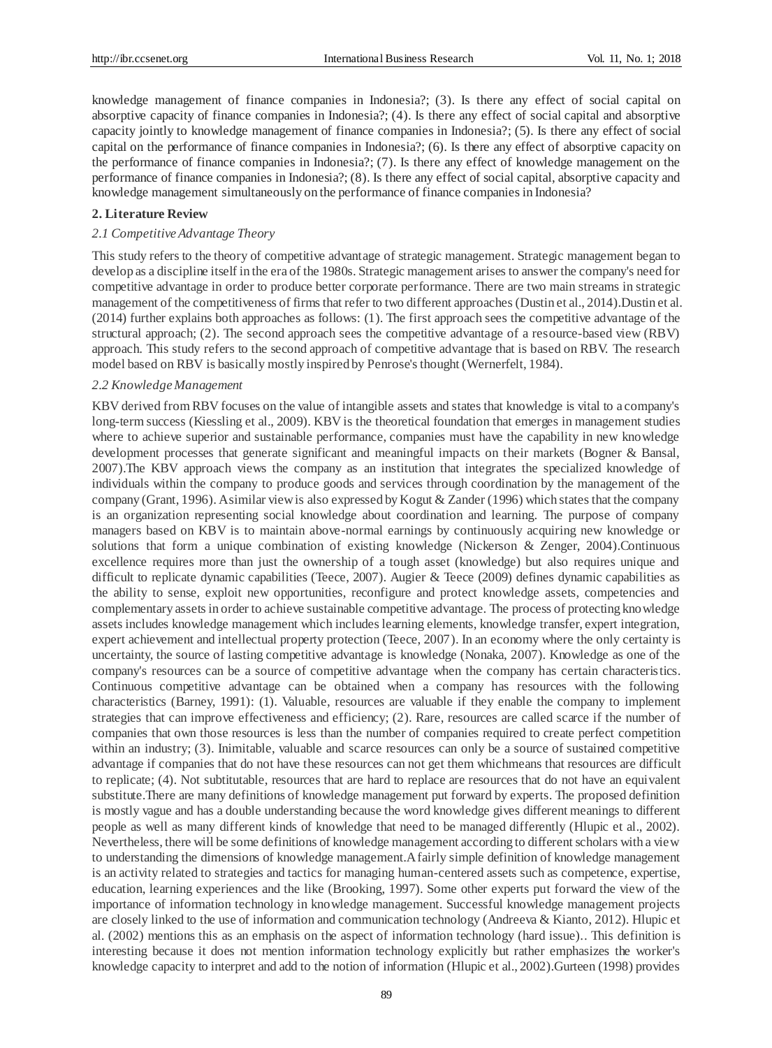knowledge management of finance companies in Indonesia?; (3). Is there any effect of social capital on absorptive capacity of finance companies in Indonesia?; (4). Is there any effect of social capital and absorptive capacity jointly to knowledge management of finance companies in Indonesia?; (5). Is there any effect of social capital on the performance of finance companies in Indonesia?; (6). Is there any effect of absorptive capacity on the performance of finance companies in Indonesia?; (7). Is there any effect of knowledge management on the performance of finance companies in Indonesia?; (8). Is there any effect of social capital, absorptive capacity and knowledge management simultaneously on the performance of finance companies in Indonesia?

## 2. Literature Review

### *2.1 Competitive Advantage Theory*

This study refers to the theory of competitive advantage of strategic management. Strategic management began to develop as a discipline itself in the era of the 1980s. Strategic management arises to answer the company's need for competitive advantage in order to produce better corporate performance. There are two main streams in strategic management of the competitiveness of firms that refer to two different approaches (Dustin et al., 2014).Dustin et al. (2014) further explains both approaches as follows: (1). The first approach sees the competitive advantage of the structural approach; (2). The second approach sees the competitive advantage of a resource-based view (RBV) approach. This study refers to the second approach of competitive advantage that is based on RBV. The research model based on RBV is basically mostly inspired by Penrose's thought (Wernerfelt, 1984).

### *2.2 Knowledge Management*

KBV derived from RBV focuses on the value of intangible assets and states that knowledge is vital to a company's long-term success (Kiessling et al., 2009). KBV is the theoretical foundation that emerges in management studies where to achieve superior and sustainable performance, companies must have the capability in new knowledge development processes that generate significant and meaningful impacts on their markets (Bogner & Bansal, 2007).The KBV approach views the company as an institution that integrates the specialized knowledge of individuals within the company to produce goods and services through coordination by the management of the company (Grant, 1996). A similar view is also expressed by Kogut & Zander (1996) which states that the company is an organization representing social knowledge about coordination and learning. The purpose of company managers based on KBV is to maintain above-normal earnings by continuously acquiring new knowledge or solutions that form a unique combination of existing knowledge (Nickerson & Zenger, 2004).Continuous excellence requires more than just the ownership of a tough asset (knowledge) but also requires unique and difficult to replicate dynamic capabilities (Teece, 2007). Augier & Teece (2009) defines dynamic capabilities as the ability to sense, exploit new opportunities, reconfigure and protect knowledge assets, competencies and complementary assets in order to achieve sustainable competitive advantage. The process of protecting knowledge assets includes knowledge management which includes learning elements, knowledge transfer, expert integration, expert achievement and intellectual property protection (Teece, 2007). In an economy where the only certainty is uncertainty, the source of lasting competitive advantage is knowledge (Nonaka, 2007). Knowledge as one of the company's resources can be a source of competitive advantage when the company has certain characteristics. Continuous competitive advantage can be obtained when a company has resources with the following characteristics (Barney, 1991): (1). Valuable, resources are valuable if they enable the company to implement strategies that can improve effectiveness and efficiency; (2). Rare, resources are called scarce if the number of companies that own those resources is less than the number of companies required to create perfect competition within an industry; (3). Inimitable, valuable and scarce resources can only be a source of sustained competitive advantage if companies that do not have these resources can not get them whichmeans that resources are difficult to replicate; (4). Not subtitutable, resources that are hard to replace are resources that do not have an equivalent substitute.There are many definitions of knowledge management put forward by experts. The proposed definition is mostly vague and has a double understanding because the word knowledge gives different meanings to different people as well as many different kinds of knowledge that need to be managed differently (Hlupic et al., 2002). Nevertheless, there will be some definitions of knowledge management according to different scholars with a view to understanding the dimensions of knowledge management.A fairly simple definition of knowledge management is an activity related to strategies and tactics for managing human-centered assets such as competence, expertise, education, learning experiences and the like (Brooking, 1997). Some other experts put forward the view of the importance of information technology in knowledge management. Successful knowledge management projects are closely linked to the use of information and communication technology (Andreeva & Kianto, 2012). Hlupic et al. (2002) mentions this as an emphasis on the aspect of information technology (hard issue).. This definition is interesting because it does not mention information technology explicitly but rather emphasizes the worker's knowledge capacity to interpret and add to the notion of information (Hlupic et al., 2002).Gurteen (1998) provides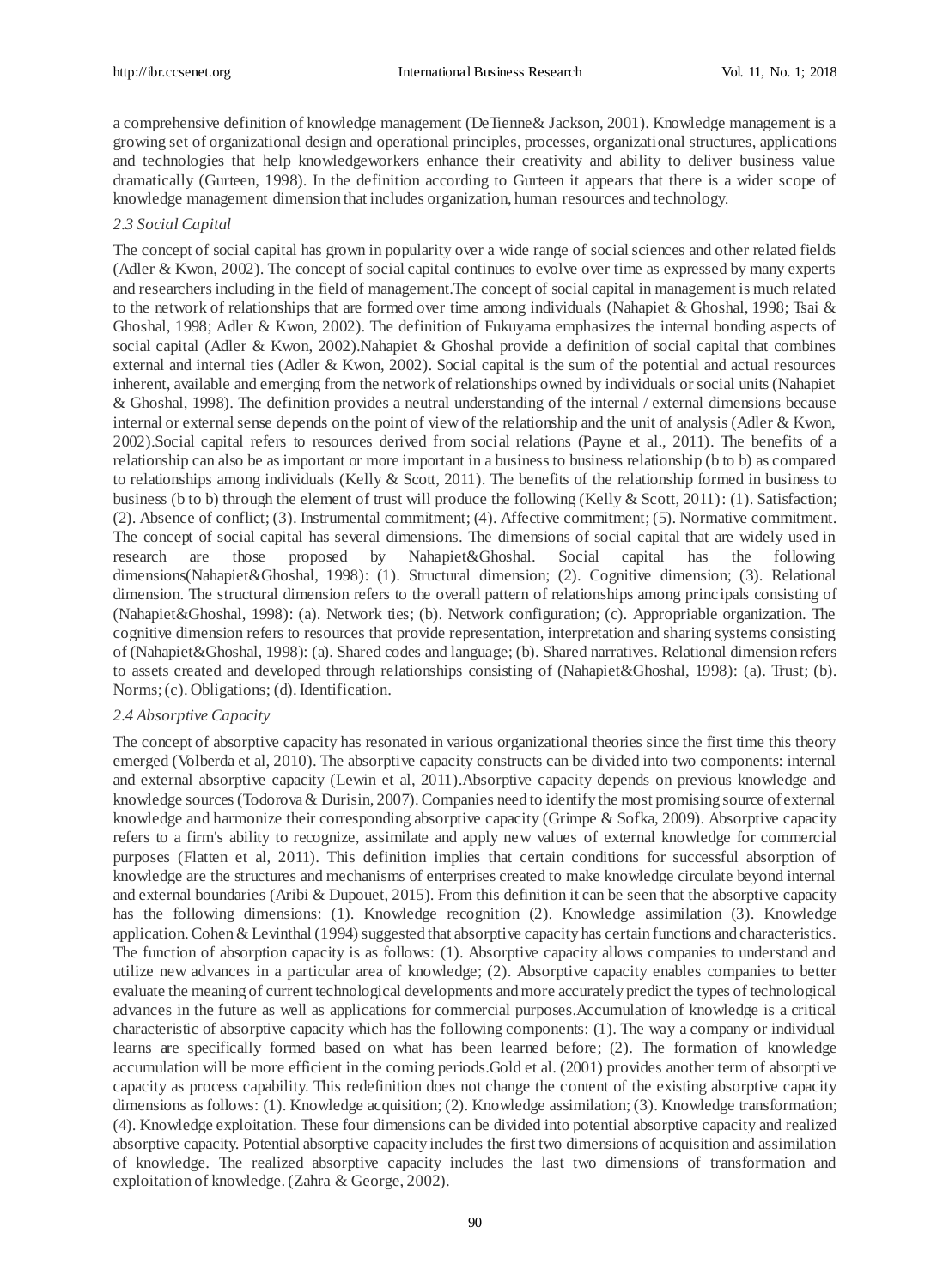a comprehensive definition of knowledge management (DeTienne& Jackson, 2001). Knowledge management is a growing set of organizational design and operational principles, processes, organizational structures, applications and technologies that help knowledgeworkers enhance their creativity and ability to deliver business value dramatically (Gurteen, 1998). In the definition according to Gurteen it appears that there is a wider scope of knowledge management dimension that includes organization, human resources and technology.

### *2.3 Social Capital*

The concept of social capital has grown in popularity over a wide range of social sciences and other related fields (Adler & Kwon, 2002). The concept of social capital continues to evolve over time as expressed by many experts and researchers including in the field of management.The concept of social capital in management is much related to the network of relationships that are formed over time among individuals (Nahapiet & Ghoshal, 1998; Tsai & Ghoshal, 1998; Adler & Kwon, 2002). The definition of Fukuyama emphasizes the internal bonding aspects of social capital (Adler & Kwon, 2002).Nahapiet & Ghoshal provide a definition of social capital that combines external and internal ties (Adler & Kwon, 2002). Social capital is the sum of the potential and actual resources inherent, available and emerging from the network of relationships owned by individuals or social units (Nahapiet & Ghoshal, 1998). The definition provides a neutral understanding of the internal / external dimensions because internal or external sense depends on the point of view of the relationship and the unit of analysis (Adler & Kwon, 2002).Social capital refers to resources derived from social relations (Payne et al., 2011). The benefits of a relationship can also be as important or more important in a business to business relationship (b to b) as compared to relationships among individuals (Kelly & Scott, 2011). The benefits of the relationship formed in business to business (b to b) through the element of trust will produce the following (Kelly & Scott, 2011): (1). Satisfaction; (2). Absence of conflict; (3). Instrumental commitment; (4). Affective commitment; (5). Normative commitment. The concept of social capital has several dimensions. The dimensions of social capital that are widely used in research are those proposed by Nahapiet&Ghoshal. Social capital has the following dimensions(Nahapiet&Ghoshal, 1998): (1). Structural dimension; (2). Cognitive dimension; (3). Relational dimension. The structural dimension refers to the overall pattern of relationships among principals consisting of (Nahapiet&Ghoshal, 1998): (a). Network ties; (b). Network configuration; (c). Appropriable organization. The cognitive dimension refers to resources that provide representation, interpretation and sharing systems consisting of (Nahapiet&Ghoshal, 1998): (a). Shared codes and language; (b). Shared narratives. Relational dimension refers to assets created and developed through relationships consisting of (Nahapiet&Ghoshal, 1998): (a). Trust; (b). Norms; (c). Obligations; (d). Identification.

### *2.4 Absorptive Capacity*

The concept of absorptive capacity has resonated in various organizational theories since the first time this theory emerged (Volberda et al, 2010). The absorptive capacity constructs can be divided into two components: internal and external absorptive capacity (Lewin et al, 2011).Absorptive capacity depends on previous knowledge and knowledge sources (Todorova & Durisin, 2007). Companies need to identify the most promising source of external knowledge and harmonize their corresponding absorptive capacity (Grimpe & Sofka, 2009). Absorptive capacity refers to a firm's ability to recognize, assimilate and apply new values of external knowledge for commercial purposes (Flatten et al, 2011). This definition implies that certain conditions for successful absorption of knowledge are the structures and mechanisms of enterprises created to make knowledge circulate beyond internal and external boundaries (Aribi & Dupouet, 2015). From this definition it can be seen that the absorptive capacity has the following dimensions: (1). Knowledge recognition (2). Knowledge assimilation (3). Knowledge application. Cohen & Levinthal (1994) suggested that absorptive capacity has certain functions and characteristics. The function of absorption capacity is as follows: (1). Absorptive capacity allows companies to understand and utilize new advances in a particular area of knowledge; (2). Absorptive capacity enables companies to better evaluate the meaning of current technological developments and more accurately predict the types of technological advances in the future as well as applications for commercial purposes.Accumulation of knowledge is a critical characteristic of absorptive capacity which has the following components: (1). The way a company or individual learns are specifically formed based on what has been learned before; (2). The formation of knowledge accumulation will be more efficient in the coming periods.Gold et al. (2001) provides another term of absorptive capacity as process capability. This redefinition does not change the content of the existing absorptive capacity dimensions as follows: (1). Knowledge acquisition; (2). Knowledge assimilation; (3). Knowledge transformation; (4). Knowledge exploitation. These four dimensions can be divided into potential absorptive capacity and realized absorptive capacity. Potential absorptive capacity includes the first two dimensions of acquisition and assimilation of knowledge. The realized absorptive capacity includes the last two dimensions of transformation and exploitation of knowledge. (Zahra & George, 2002).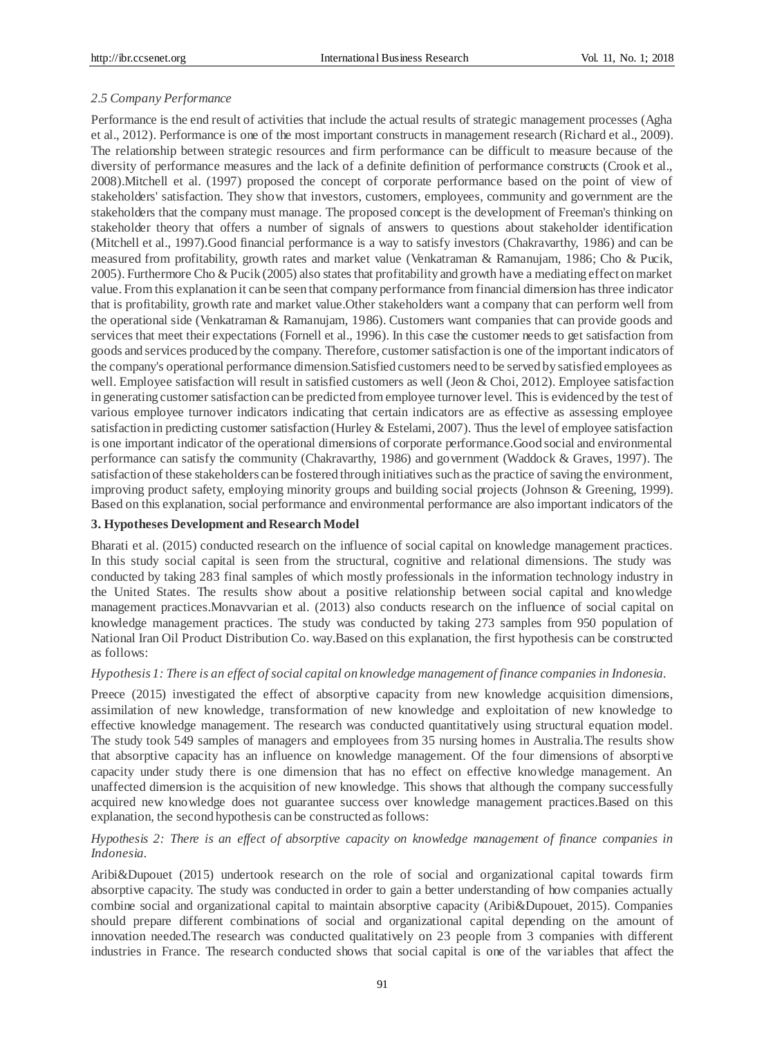### *2.5 Company Performance*

Performance is the end result of activities that include the actual results of strategic management processes (Agha et al., 2012). Performance is one of the most important constructs in management research (Richard et al., 2009). The relationship between strategic resources and firm performance can be difficult to measure because of the diversity of performance measures and the lack of a definite definition of performance constructs (Crook et al., 2008).Mitchell et al. (1997) proposed the concept of corporate performance based on the point of view of stakeholders' satisfaction. They show that investors, customers, employees, community and government are the stakeholders that the company must manage. The proposed concept is the development of Freeman's thinking on stakeholder theory that offers a number of signals of answers to questions about stakeholder identification (Mitchell et al., 1997).Good financial performance is a way to satisfy investors (Chakravarthy, 1986) and can be measured from profitability, growth rates and market value (Venkatraman & Ramanujam, 1986; Cho & Pucik, 2005). Furthermore Cho & Pucik (2005) also states that profitability and growth have a mediating effect on market value. From this explanation it can be seen that company performance from financial dimension has three indicator that is profitability, growth rate and market value.Other stakeholders want a company that can perform well from the operational side (Venkatraman & Ramanujam, 1986). Customers want companies that can provide goods and services that meet their expectations (Fornell et al., 1996). In this case the customer needs to get satisfaction from goods and services produced by the company. Therefore, customer satisfaction is one of the important indicators of the company's operational performance dimension.Satisfied customers need to be served by satisfied employees as well. Employee satisfaction will result in satisfied customers as well (Jeon & Choi, 2012). Employee satisfaction in generating customer satisfaction can be predicted from employee turnover level. This is evidenced by the test of various employee turnover indicators indicating that certain indicators are as effective as assessing employee satisfaction in predicting customer satisfaction (Hurley & Estelami, 2007). Thus the level of employee satisfaction is one important indicator of the operational dimensions of corporate performance.Good social and environmental performance can satisfy the community (Chakravarthy, 1986) and government (Waddock & Graves, 1997). The satisfaction of these stakeholders can be fostered through initiatives such as the practice of saving the environment, improving product safety, employing minority groups and building social projects (Johnson & Greening, 1999). Based on this explanation, social performance and environmental performance are also important indicators of the

## 3. Hypotheses Development and Research Model

Bharati et al. (2015) conducted research on the influence of social capital on knowledge management practices. In this study social capital is seen from the structural, cognitive and relational dimensions. The study was conducted by taking 283 final samples of which mostly professionals in the information technology industry in the United States. The results show about a positive relationship between social capital and knowledge management practices.Monavvarian et al. (2013) also conducts research on the influence of social capital on knowledge management practices. The study was conducted by taking 273 samples from 950 population of National Iran Oil Product Distribution Co. way.Based on this explanation, the first hypothesis can be constructed as follows:

*Hypothesis 1: There is an effect of social capital on knowledge management of finance companies in Indonesia.*

Preece (2015) investigated the effect of absorptive capacity from new knowledge acquisition dimensions, assimilation of new knowledge, transformation of new knowledge and exploitation of new knowledge to effective knowledge management. The research was conducted quantitatively using structural equation model. The study took 549 samples of managers and employees from 35 nursing homes in Australia.The results show that absorptive capacity has an influence on knowledge management. Of the four dimensions of absorptive capacity under study there is one dimension that has no effect on effective knowledge management. An unaffected dimension is the acquisition of new knowledge. This shows that although the company successfully acquired new knowledge does not guarantee success over knowledge management practices.Based on this explanation, the second hypothesis can be constructed as follows:

*Hypothesis 2: There is an effect of absorptive capacity on knowledge management of finance companies in Indonesia.*

Aribi&Dupouet (2015) undertook research on the role of social and organizational capital towards firm absorptive capacity. The study was conducted in order to gain a better understanding of how companies actually combine social and organizational capital to maintain absorptive capacity (Aribi&Dupouet, 2015). Companies should prepare different combinations of social and organizational capital depending on the amount of innovation needed.The research was conducted qualitatively on 23 people from 3 companies with different industries in France. The research conducted shows that social capital is one of the variables that affect the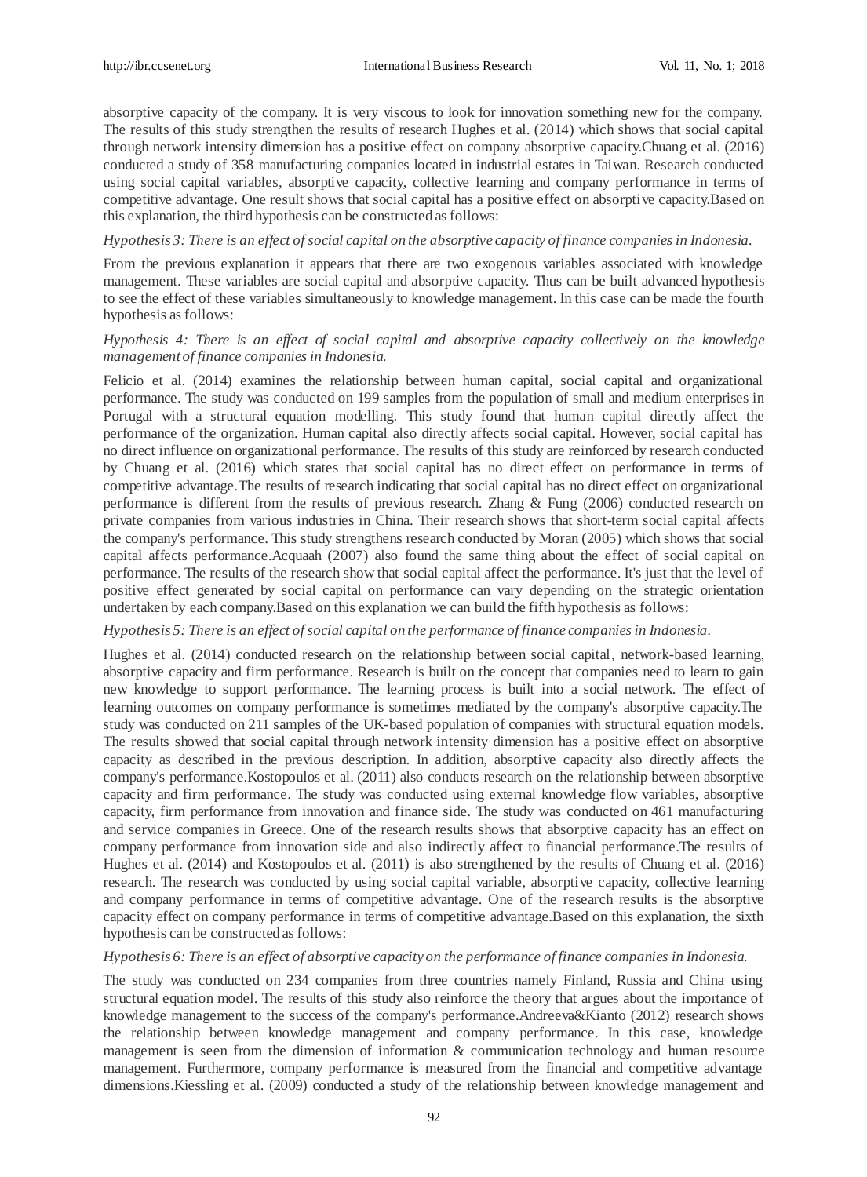absorptive capacity of the company. It is very viscous to look for innovation something new for the company. The results of this study strengthen the results of research Hughes et al. (2014) which shows that social capital through network intensity dimension has a positive effect on company absorptive capacity.Chuang et al. (2016) conducted a study of 358 manufacturing companies located in industrial estates in Taiwan. Research conducted using social capital variables, absorptive capacity, collective learning and company performance in terms of competitive advantage. One result shows that social capital has a positive effect on absorptive capacity.Based on this explanation, the third hypothesis can be constructed as follows:

*Hypothesis 3: There is an effect of social capital on the absorptive capacity of finance companies in Indonesia.*

From the previous explanation it appears that there are two exogenous variables associated with knowledge management. These variables are social capital and absorptive capacity. Thus can be built advanced hypothesis to see the effect of these variables simultaneously to knowledge management. In this case can be made the fourth hypothesis as follows:

*Hypothesis 4: There is an effect of social capital and absorptive capacity collectively on the knowledge management of finance companies in Indonesia.*

Felicio et al. (2014) examines the relationship between human capital, social capital and organizational performance. The study was conducted on 199 samples from the population of small and medium enterprises in Portugal with a structural equation modelling. This study found that human capital directly affect the performance of the organization. Human capital also directly affects social capital. However, social capital has no direct influence on organizational performance. The results of this study are reinforced by research conducted by Chuang et al. (2016) which states that social capital has no direct effect on performance in terms of competitive advantage.The results of research indicating that social capital has no direct effect on organizational performance is different from the results of previous research. Zhang & Fung (2006) conducted research on private companies from various industries in China. Their research shows that short-term social capital affects the company's performance. This study strengthens research conducted by Moran (2005) which shows that social capital affects performance.Acquaah (2007) also found the same thing about the effect of social capital on performance. The results of the research show that social capital affect the performance. It's just that the level of positive effect generated by social capital on performance can vary depending on the strategic orientation undertaken by each company.Based on this explanation we can build the fifth hypothesis as follows:

*Hypothesis 5: There is an effect of social capital on the performance of finance companies in Indonesia.*

Hughes et al. (2014) conducted research on the relationship between social capital, network-based learning, absorptive capacity and firm performance. Research is built on the concept that companies need to learn to gain new knowledge to support performance. The learning process is built into a social network. The effect of learning outcomes on company performance is sometimes mediated by the company's absorptive capacity.The study was conducted on 211 samples of the UK-based population of companies with structural equation models. The results showed that social capital through network intensity dimension has a positive effect on absorptive capacity as described in the previous description. In addition, absorptive capacity also directly affects the company's performance.Kostopoulos et al. (2011) also conducts research on the relationship between absorptive capacity and firm performance. The study was conducted using external knowledge flow variables, absorptive capacity, firm performance from innovation and finance side. The study was conducted on 461 manufacturing and service companies in Greece. One of the research results shows that absorptive capacity has an effect on company performance from innovation side and also indirectly affect to financial performance.The results of Hughes et al. (2014) and Kostopoulos et al. (2011) is also strengthened by the results of Chuang et al. (2016) research. The research was conducted by using social capital variable, absorptive capacity, collective learning and company performance in terms of competitive advantage. One of the research results is the absorptive capacity effect on company performance in terms of competitive advantage.Based on this explanation, the sixth hypothesis can be constructed as follows:

*Hypothesis 6: There is an effect of absorptive capacity on the performance of finance companies in Indonesia.*

The study was conducted on 234 companies from three countries namely Finland, Russia and China using structural equation model. The results of this study also reinforce the theory that argues about the importance of knowledge management to the success of the company's performance.Andreeva&Kianto (2012) research shows the relationship between knowledge management and company performance. In this case, knowledge management is seen from the dimension of information & communication technology and human resource management. Furthermore, company performance is measured from the financial and competitive advantage dimensions.Kiessling et al. (2009) conducted a study of the relationship between knowledge management and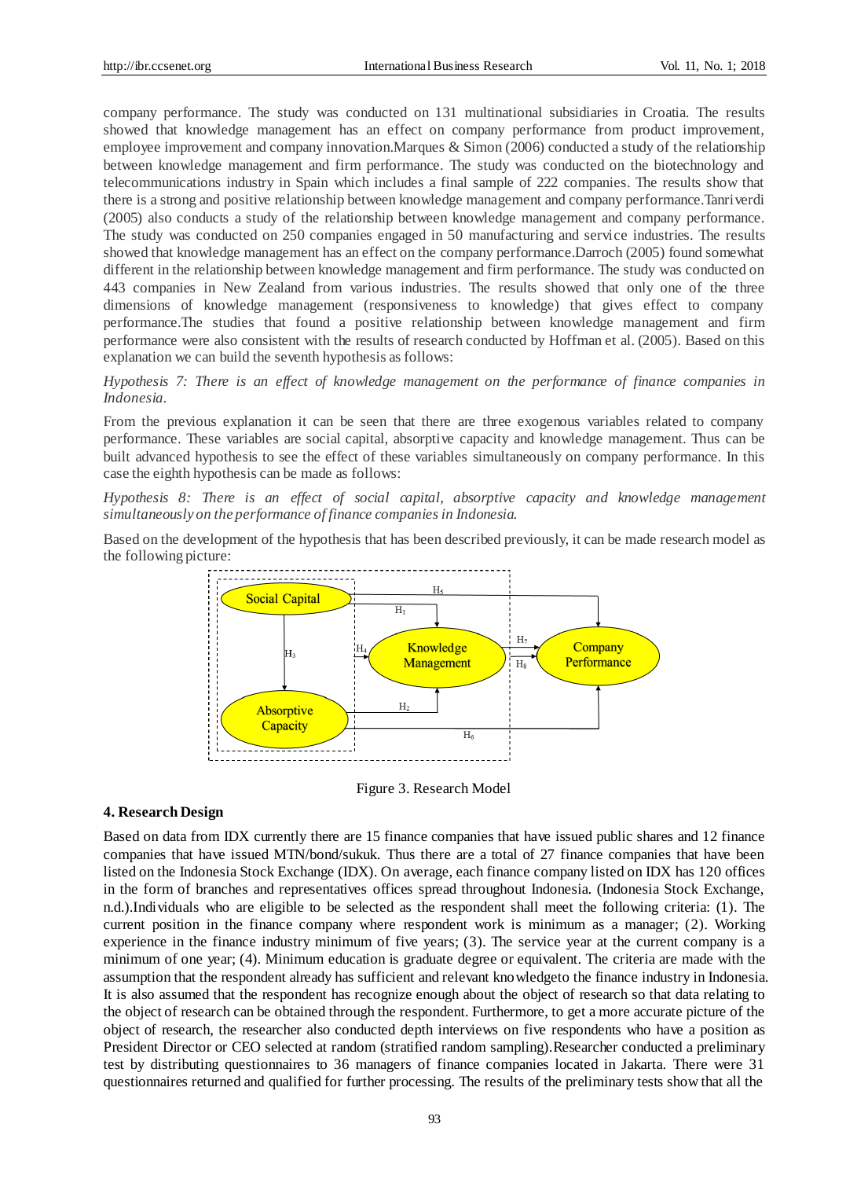company performance. The study was conducted on 131 multinational subsidiaries in Croatia. The results showed that knowledge management has an effect on company performance from product improvement, employee improvement and company innovation.Marques & Simon (2006) conducted a study of the relationship between knowledge management and firm performance. The study was conducted on the biotechnology and telecommunications industry in Spain which includes a final sample of 222 companies. The results show that there is a strong and positive relationship between knowledge management and company performance.Tanriverdi (2005) also conducts a study of the relationship between knowledge management and company performance. The study was conducted on 250 companies engaged in 50 manufacturing and service industries. The results showed that knowledge management has an effect on the company performance.Darroch (2005) found somewhat different in the relationship between knowledge management and firm performance. The study was conducted on 443 companies in New Zealand from various industries. The results showed that only one of the three dimensions of knowledge management (responsiveness to knowledge) that gives effect to company performance.The studies that found a positive relationship between knowledge management and firm performance were also consistent with the results of research conducted by Hoffman et al. (2005). Based on this explanation we can build the seventh hypothesis as follows:

*Hypothesis 7: There is an effect of knowledge management on the performance of finance companies in Indonesia.*

From the previous explanation it can be seen that there are three exogenous variables related to company performance. These variables are social capital, absorptive capacity and knowledge management. Thus can be built advanced hypothesis to see the effect of these variables simultaneously on company performance. In this case the eighth hypothesis can be made as follows:

*Hypothesis 8: There is an effect of social capital, absorptive capacity and knowledge management simultaneously on the performance of finance companies in Indonesia.*

Based on the development of the hypothesis that has been described previously, it can be made research model as the following picture:

Social Capital — $H_1$ → Knowledge Management; Social Capital — $H_3$ → Absorptive Capacity; Absorptive Capacity — $H_2$ → Knowledge Management; Social Capital & Absorptive Capacity — $H_4$ → Knowledge Management; Social Capital — $H_5$ → Company Performance; Absorptive Capacity — $H_6$ → Company Performance; Knowledge Management — $H_7$ → Company Performance; Social Capital, Absorptive Capacity & Knowledge Management — $H_8$ → Company Performance

Figure 3. Research Model

## 4. Research Design

Based on data from IDX currently there are 15 finance companies that have issued public shares and 12 finance companies that have issued MTN/bond/sukuk. Thus there are a total of 27 finance companies that have been listed on the Indonesia Stock Exchange (IDX). On average, each finance company listed on IDX has 120 offices in the form of branches and representatives offices spread throughout Indonesia. (Indonesia Stock Exchange, n.d.).Individuals who are eligible to be selected as the respondent shall meet the following criteria: (1). The current position in the finance company where respondent work is minimum as a manager; (2). Working experience in the finance industry minimum of five years; (3). The service year at the current company is a minimum of one year; (4). Minimum education is graduate degree or equivalent. The criteria are made with the assumption that the respondent already has sufficient and relevant knowledgeto the finance industry in Indonesia. It is also assumed that the respondent has recognize enough about the object of research so that data relating to the object of research can be obtained through the respondent. Furthermore, to get a more accurate picture of the object of research, the researcher also conducted depth interviews on five respondents who have a position as President Director or CEO selected at random (stratified random sampling).Researcher conducted a preliminary test by distributing questionnaires to 36 managers of finance companies located in Jakarta. There were 31 questionnaires returned and qualified for further processing. The results of the preliminary tests show that all the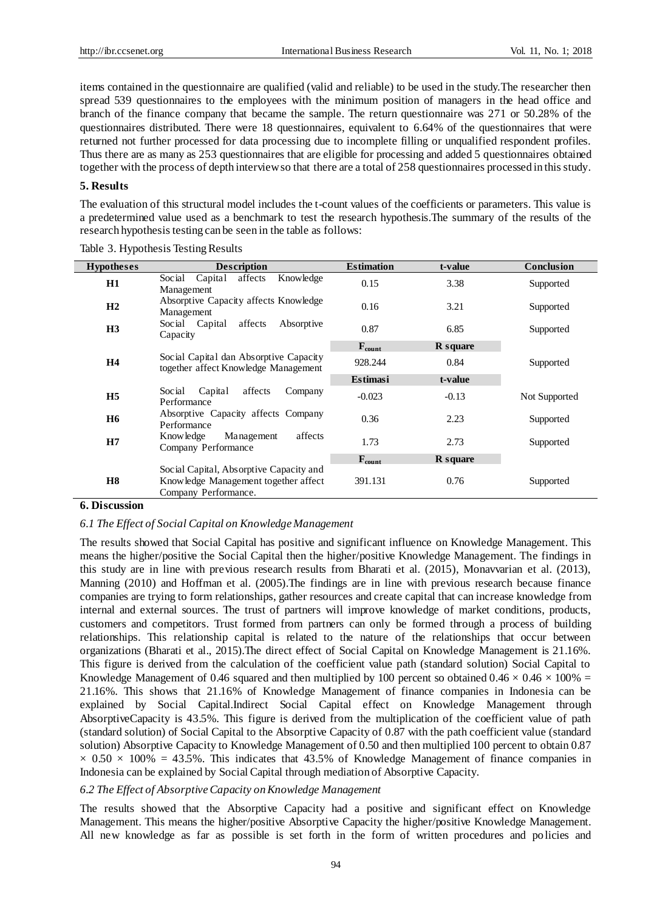items contained in the questionnaire are qualified (valid and reliable) to be used in the study.The researcher then spread 539 questionnaires to the employees with the minimum position of managers in the head office and branch of the finance company that became the sample. The return questionnaire was 271 or 50.28% of the questionnaires distributed. There were 18 questionnaires, equivalent to 6.64% of the questionnaires that were returned not further processed for data processing due to incomplete filling or unqualified respondent profiles. Thus there are as many as 253 questionnaires that are eligible for processing and added 5 questionnaires obtained together with the process of depth interview so that there are a total of 258 questionnaires processed in this study.

## 5. Results

The evaluation of this structural model includes the t-count values of the coefficients or parameters. This value is a predetermined value used as a benchmark to test the research hypothesis.The summary of the results of the research hypothesis testing can be seen in the table as follows:

Table 3. Hypothesis Testing Results

| Hypotheses | Description | Estimation | t-value | Conclusion |
|---|---|---|---|---|
| **H1** | Social Capital affects Knowledge Management | 0.15 | 3.38 | Supported |
| **H2** | Absorptive Capacity affects Knowledge Management | 0.16 | 3.21 | Supported |
| **H3** | Social Capital affects Absorptive Capacity | 0.87 | 6.85 | Supported |
| | | **$F_{count}$** | **R square** | |
| **H4** | Social Capital dan Absorptive Capacity together affect Knowledge Management | 928.244 | 0.84 | Supported |
| | | **Estimasi** | **t-value** | |
| **H5** | Social Capital affects Company Performance | -0.023 | -0.13 | Not Supported |
| **H6** | Absorptive Capacity affects Company Performance | 0.36 | 2.23 | Supported |
| **H7** | Knowledge Management affects Company Performance | 1.73 | 2.73 | Supported |
| | | **$F_{count}$** | **R square** | |
| **H8** | Social Capital, Absorptive Capacity and Knowledge Management together affect Company Performance. | 391.131 | 0.76 | Supported |

## 6. Discussion

### *6.1 The Effect of Social Capital on Knowledge Management*

The results showed that Social Capital has positive and significant influence on Knowledge Management. This means the higher/positive the Social Capital then the higher/positive Knowledge Management. The findings in this study are in line with previous research results from Bharati et al. (2015), Monavvarian et al. (2013), Manning (2010) and Hoffman et al. (2005).The findings are in line with previous research because finance companies are trying to form relationships, gather resources and create capital that can increase knowledge from internal and external sources. The trust of partners will improve knowledge of market conditions, products, customers and competitors. Trust formed from partners can only be formed through a process of building relationships. This relationship capital is related to the nature of the relationships that occur between organizations (Bharati et al., 2015).The direct effect of Social Capital on Knowledge Management is 21.16%. This figure is derived from the calculation of the coefficient value path (standard solution) Social Capital to Knowledge Management of 0.46 squared and then multiplied by 100 percent so obtained $0.46 \times 0.46 \times 100\% = 21.16\%$. This shows that 21.16% of Knowledge Management of finance companies in Indonesia can be explained by Social Capital.Indirect Social Capital effect on Knowledge Management through AbsorptiveCapacity is 43.5%. This figure is derived from the multiplication of the coefficient value of path (standard solution) of Social Capital to the Absorptive Capacity of 0.87 with the path coefficient value (standard solution) Absorptive Capacity to Knowledge Management of 0.50 and then multiplied 100 percent to obtain $0.87 \times 0.50 \times 100\% = 43.5\%$. This indicates that 43.5% of Knowledge Management of finance companies in Indonesia can be explained by Social Capital through mediation of Absorptive Capacity.

### *6.2 The Effect of Absorptive Capacity on Knowledge Management*

The results showed that the Absorptive Capacity had a positive and significant effect on Knowledge Management. This means the higher/positive Absorptive Capacity the higher/positive Knowledge Management. All new knowledge as far as possible is set forth in the form of written procedures and policies and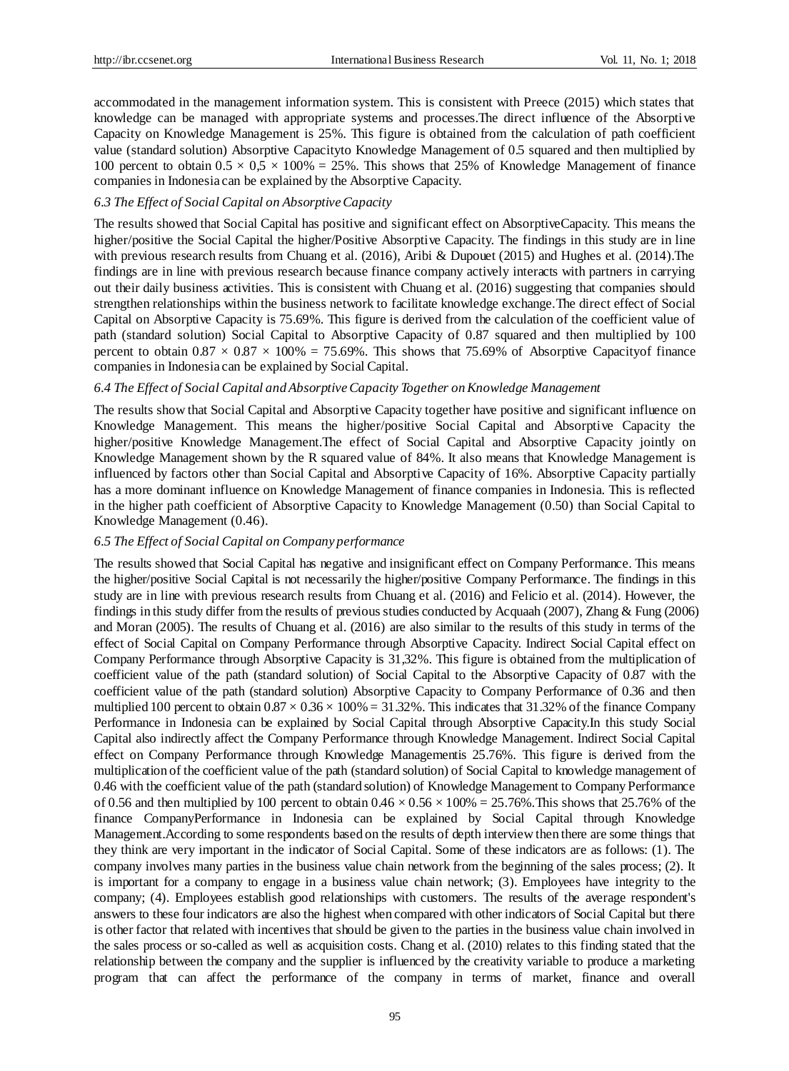accommodated in the management information system. This is consistent with Preece (2015) which states that knowledge can be managed with appropriate systems and processes.The direct influence of the Absorptive Capacity on Knowledge Management is 25%. This figure is obtained from the calculation of path coefficient value (standard solution) Absorptive Capacityto Knowledge Management of 0.5 squared and then multiplied by 100 percent to obtain $0.5 \times 0,5 \times 100\% = 25\%$. This shows that 25% of Knowledge Management of finance companies in Indonesia can be explained by the Absorptive Capacity.

### *6.3 The Effect of Social Capital on Absorptive Capacity*

The results showed that Social Capital has positive and significant effect on AbsorptiveCapacity. This means the higher/positive the Social Capital the higher/Positive Absorptive Capacity. The findings in this study are in line with previous research results from Chuang et al. (2016), Aribi & Dupouet (2015) and Hughes et al. (2014).The findings are in line with previous research because finance company actively interacts with partners in carrying out their daily business activities. This is consistent with Chuang et al. (2016) suggesting that companies should strengthen relationships within the business network to facilitate knowledge exchange.The direct effect of Social Capital on Absorptive Capacity is 75.69%. This figure is derived from the calculation of the coefficient value of path (standard solution) Social Capital to Absorptive Capacity of 0.87 squared and then multiplied by 100 percent to obtain $0.87 \times 0.87 \times 100\% = 75.69\%$. This shows that 75.69% of Absorptive Capacityof finance companies in Indonesia can be explained by Social Capital.

### *6.4 The Effect of Social Capital and Absorptive Capacity Together on Knowledge Management*

The results show that Social Capital and Absorptive Capacity together have positive and significant influence on Knowledge Management. This means the higher/positive Social Capital and Absorptive Capacity the higher/positive Knowledge Management.The effect of Social Capital and Absorptive Capacity jointly on Knowledge Management shown by the R squared value of 84%. It also means that Knowledge Management is influenced by factors other than Social Capital and Absorptive Capacity of 16%. Absorptive Capacity partially has a more dominant influence on Knowledge Management of finance companies in Indonesia. This is reflected in the higher path coefficient of Absorptive Capacity to Knowledge Management (0.50) than Social Capital to Knowledge Management (0.46).

### *6.5 The Effect of Social Capital on Company performance*

The results showed that Social Capital has negative and insignificant effect on Company Performance. This means the higher/positive Social Capital is not necessarily the higher/positive Company Performance. The findings in this study are in line with previous research results from Chuang et al. (2016) and Felicio et al. (2014). However, the findings in this study differ from the results of previous studies conducted by Acquaah (2007), Zhang & Fung (2006) and Moran (2005). The results of Chuang et al. (2016) are also similar to the results of this study in terms of the effect of Social Capital on Company Performance through Absorptive Capacity. Indirect Social Capital effect on Company Performance through Absorptive Capacity is 31,32%. This figure is obtained from the multiplication of coefficient value of the path (standard solution) of Social Capital to the Absorptive Capacity of 0.87 with the coefficient value of the path (standard solution) Absorptive Capacity to Company Performance of 0.36 and then multiplied 100 percent to obtain $0.87 \times 0.36 \times 100\% = 31.32\%$. This indicates that 31.32% of the finance Company Performance in Indonesia can be explained by Social Capital through Absorptive Capacity.In this study Social Capital also indirectly affect the Company Performance through Knowledge Management. Indirect Social Capital effect on Company Performance through Knowledge Managementis 25.76%. This figure is derived from the multiplication of the coefficient value of the path (standard solution) of Social Capital to knowledge management of 0.46 with the coefficient value of the path (standard solution) of Knowledge Management to Company Performance of 0.56 and then multiplied by 100 percent to obtain $0.46 \times 0.56 \times 100\% = 25.76\%$.This shows that 25.76% of the finance CompanyPerformance in Indonesia can be explained by Social Capital through Knowledge Management.According to some respondents based on the results of depth interview then there are some things that they think are very important in the indicator of Social Capital. Some of these indicators are as follows: (1). The company involves many parties in the business value chain network from the beginning of the sales process; (2). It is important for a company to engage in a business value chain network; (3). Employees have integrity to the company; (4). Employees establish good relationships with customers. The results of the average respondent's answers to these four indicators are also the highest when compared with other indicators of Social Capital but there is other factor that related with incentives that should be given to the parties in the business value chain involved in the sales process or so-called as well as acquisition costs. Chang et al. (2010) relates to this finding stated that the relationship between the company and the supplier is influenced by the creativity variable to produce a marketing program that can affect the performance of the company in terms of market, finance and overall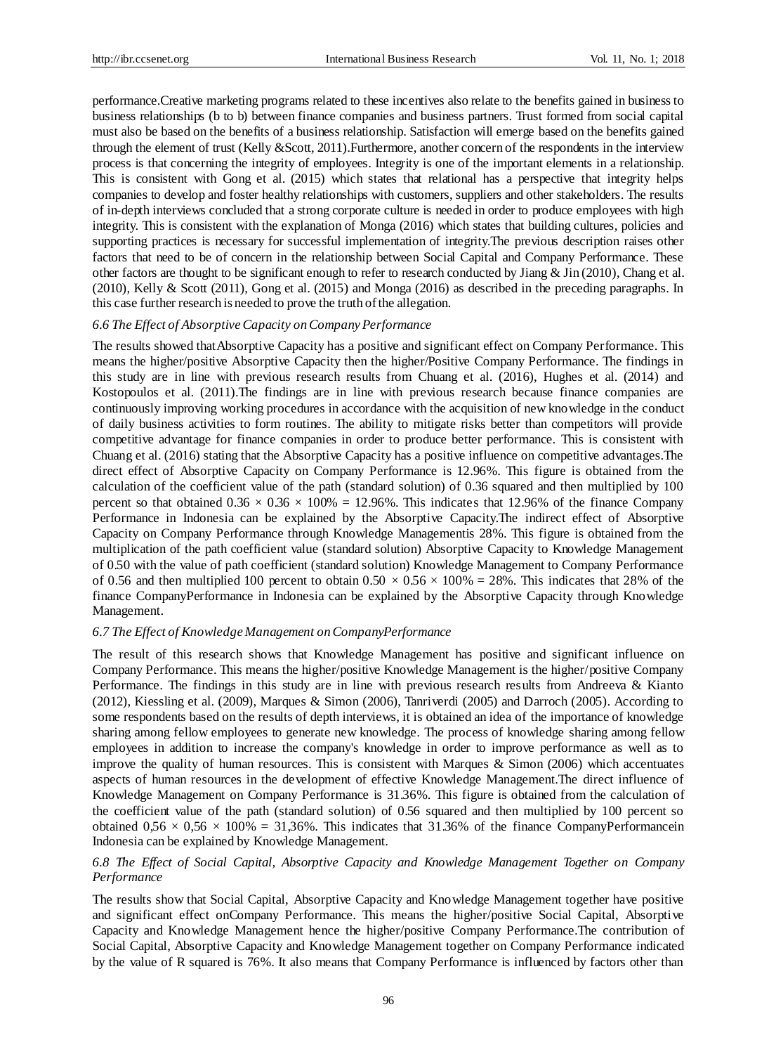performance.Creative marketing programs related to these incentives also relate to the benefits gained in business to business relationships (b to b) between finance companies and business partners. Trust formed from social capital must also be based on the benefits of a business relationship. Satisfaction will emerge based on the benefits gained through the element of trust (Kelly &Scott, 2011).Furthermore, another concern of the respondents in the interview process is that concerning the integrity of employees. Integrity is one of the important elements in a relationship. This is consistent with Gong et al. (2015) which states that relational has a perspective that integrity helps companies to develop and foster healthy relationships with customers, suppliers and other stakeholders. The results of in-depth interviews concluded that a strong corporate culture is needed in order to produce employees with high integrity. This is consistent with the explanation of Monga (2016) which states that building cultures, policies and supporting practices is necessary for successful implementation of integrity.The previous description raises other factors that need to be of concern in the relationship between Social Capital and Company Performance. These other factors are thought to be significant enough to refer to research conducted by Jiang & Jin (2010), Chang et al. (2010), Kelly & Scott (2011), Gong et al. (2015) and Monga (2016) as described in the preceding paragraphs. In this case further research is needed to prove the truth of the allegation.

### *6.6 The Effect of Absorptive Capacity on Company Performance*

The results showed thatAbsorptive Capacity has a positive and significant effect on Company Performance. This means the higher/positive Absorptive Capacity then the higher/Positive Company Performance. The findings in this study are in line with previous research results from Chuang et al. (2016), Hughes et al. (2014) and Kostopoulos et al. (2011).The findings are in line with previous research because finance companies are continuously improving working procedures in accordance with the acquisition of new knowledge in the conduct of daily business activities to form routines. The ability to mitigate risks better than competitors will provide competitive advantage for finance companies in order to produce better performance. This is consistent with Chuang et al. (2016) stating that the Absorptive Capacity has a positive influence on competitive advantages.The direct effect of Absorptive Capacity on Company Performance is 12.96%. This figure is obtained from the calculation of the coefficient value of the path (standard solution) of 0.36 squared and then multiplied by 100 percent so that obtained $0.36 \times 0.36 \times 100\% = 12.96\%$. This indicates that 12.96% of the finance Company Performance in Indonesia can be explained by the Absorptive Capacity.The indirect effect of Absorptive Capacity on Company Performance through Knowledge Managementis 28%. This figure is obtained from the multiplication of the path coefficient value (standard solution) Absorptive Capacity to Knowledge Management of 0.50 with the value of path coefficient (standard solution) Knowledge Management to Company Performance of 0.56 and then multiplied 100 percent to obtain $0.50 \times 0.56 \times 100\% = 28\%$. This indicates that 28% of the finance CompanyPerformance in Indonesia can be explained by the Absorptive Capacity through Knowledge Management.

### *6.7 The Effect of Knowledge Management on CompanyPerformance*

The result of this research shows that Knowledge Management has positive and significant influence on Company Performance. This means the higher/positive Knowledge Management is the higher/positive Company Performance. The findings in this study are in line with previous research results from Andreeva & Kianto (2012), Kiessling et al. (2009), Marques & Simon (2006), Tanriverdi (2005) and Darroch (2005). According to some respondents based on the results of depth interviews, it is obtained an idea of the importance of knowledge sharing among fellow employees to generate new knowledge. The process of knowledge sharing among fellow employees in addition to increase the company's knowledge in order to improve performance as well as to improve the quality of human resources. This is consistent with Marques & Simon (2006) which accentuates aspects of human resources in the development of effective Knowledge Management.The direct influence of Knowledge Management on Company Performance is 31.36%. This figure is obtained from the calculation of the coefficient value of the path (standard solution) of 0.56 squared and then multiplied by 100 percent so obtained $0{,}56 \times 0{,}56 \times 100\% = 31{,}36\%$. This indicates that 31.36% of the finance CompanyPerformancein Indonesia can be explained by Knowledge Management.

### *6.8 The Effect of Social Capital, Absorptive Capacity and Knowledge Management Together on Company Performance*

The results show that Social Capital, Absorptive Capacity and Knowledge Management together have positive and significant effect onCompany Performance. This means the higher/positive Social Capital, Absorptive Capacity and Knowledge Management hence the higher/positive Company Performance.The contribution of Social Capital, Absorptive Capacity and Knowledge Management together on Company Performance indicated by the value of R squared is 76%. It also means that Company Performance is influenced by factors other than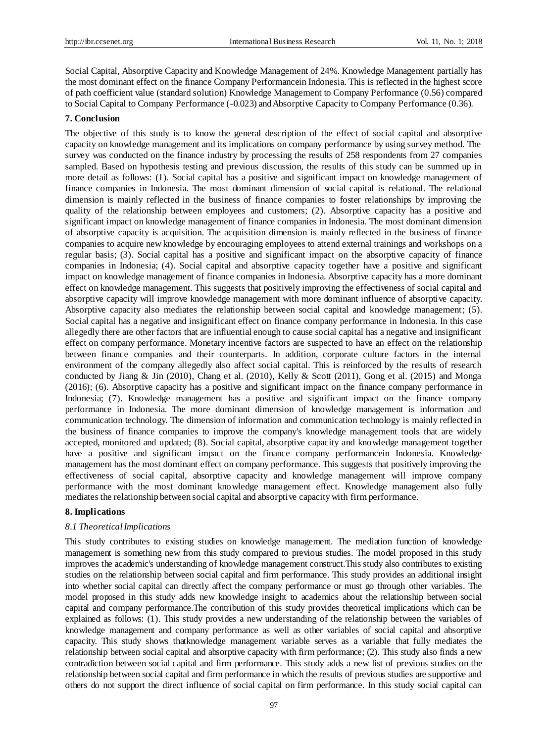Social Capital, Absorptive Capacity and Knowledge Management of 24%. Knowledge Management partially has the most dominant effect on the finance Company Performancein Indonesia. This is reflected in the highest score of path coefficient value (standard solution) Knowledge Management to Company Performance (0.56) compared to Social Capital to Company Performance (-0.023) and Absorptive Capacity to Company Performance (0.36).

## 7. Conclusion

The objective of this study is to know the general description of the effect of social capital and absorptive capacity on knowledge management and its implications on company performance by using survey method. The survey was conducted on the finance industry by processing the results of 258 respondents from 27 companies sampled. Based on hypothesis testing and previous discussion, the results of this study can be summed up in more detail as follows: (1). Social capital has a positive and significant impact on knowledge management of finance companies in Indonesia. The most dominant dimension of social capital is relational. The relational dimension is mainly reflected in the business of finance companies to foster relationships by improving the quality of the relationship between employees and customers; (2). Absorptive capacity has a positive and significant impact on knowledge management of finance companies in Indonesia. The most dominant dimension of absorptive capacity is acquisition. The acquisition dimension is mainly reflected in the business of finance companies to acquire new knowledge by encouraging employees to attend external trainings and workshops on a regular basis; (3). Social capital has a positive and significant impact on the absorptive capacity of finance companies in Indonesia; (4). Social capital and absorptive capacity together have a positive and significant impact on knowledge management of finance companies in Indonesia. Absorptive capacity has a more dominant effect on knowledge management. This suggests that positively improving the effectiveness of social capital and absorptive capacity will improve knowledge management with more dominant influence of absorptive capacity. Absorptive capacity also mediates the relationship between social capital and knowledge management; (5). Social capital has a negative and insignificant effect on finance company performance in Indonesia. In this case allegedly there are other factors that are influential enough to cause social capital has a negative and insignificant effect on company performance. Monetary incentive factors are suspected to have an effect on the relationship between finance companies and their counterparts. In addition, corporate culture factors in the internal environment of the company allegedly also affect social capital. This is reinforced by the results of research conducted by Jiang & Jin (2010), Chang et al. (2010), Kelly & Scott (2011), Gong et al. (2015) and Monga (2016); (6). Absorptive capacity has a positive and significant impact on the finance company performance in Indonesia; (7). Knowledge management has a positive and significant impact on the finance company performance in Indonesia. The more dominant dimension of knowledge management is information and communication technology. The dimension of information and communication technology is mainly reflected in the business of finance companies to improve the company's knowledge management tools that are widely accepted, monitored and updated; (8). Social capital, absorptive capacity and knowledge management together have a positive and significant impact on the finance company performancein Indonesia. Knowledge management has the most dominant effect on company performance. This suggests that positively improving the effectiveness of social capital, absorptive capacity and knowledge management will improve company performance with the most dominant knowledge management effect. Knowledge management also fully mediates the relationship between social capital and absorptive capacity with firm performance.

## 8. Implications

### *8.1 Theoretical Implications*

This study contributes to existing studies on knowledge management. The mediation function of knowledge management is something new from this study compared to previous studies. The model proposed in this study improves the academic's understanding of knowledge management construct.This study also contributes to existing studies on the relationship between social capital and firm performance. This study provides an additional insight into whether social capital can directly affect the company performance or must go through other variables. The model proposed in this study adds new knowledge insight to academics about the relationship between social capital and company performance.The contribution of this study provides theoretical implications which can be explained as follows: (1). This study provides a new understanding of the relationship between the variables of knowledge management and company performance as well as other variables of social capital and absorptive capacity. This study shows thatknowledge management variable serves as a variable that fully mediates the relationship between social capital and absorptive capacity with firm performance; (2). This study also finds a new contradiction between social capital and firm performance. This study adds a new list of previous studies on the relationship between social capital and firm performance in which the results of previous studies are supportive and others do not support the direct influence of social capital on firm performance. In this study social capital can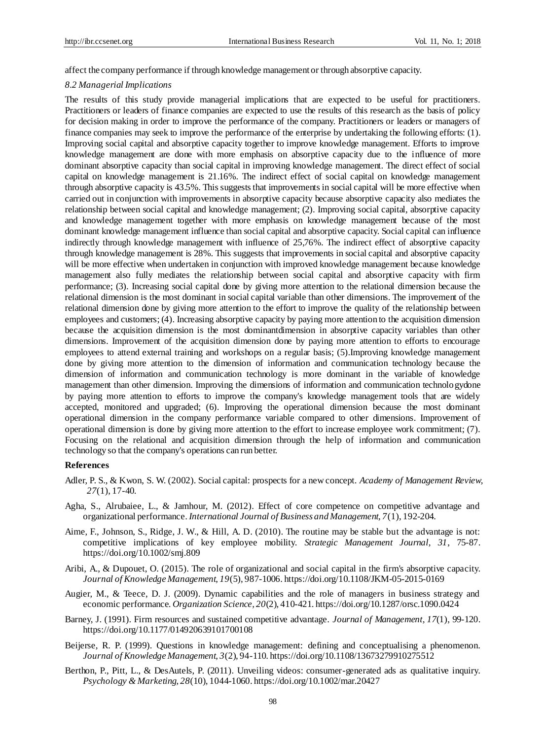affect the company performance if through knowledge management or through absorptive capacity.

### *8.2 Managerial Implications*

The results of this study provide managerial implications that are expected to be useful for practitioners. Practitioners or leaders of finance companies are expected to use the results of this research as the basis of policy for decision making in order to improve the performance of the company. Practitioners or leaders or managers of finance companies may seek to improve the performance of the enterprise by undertaking the following efforts: (1). Improving social capital and absorptive capacity together to improve knowledge management. Efforts to improve knowledge management are done with more emphasis on absorptive capacity due to the influence of more dominant absorptive capacity than social capital in improving knowledge management. The direct effect of social capital on knowledge management is 21.16%. The indirect effect of social capital on knowledge management through absorptive capacity is 43.5%. This suggests that improvements in social capital will be more effective when carried out in conjunction with improvements in absorptive capacity because absorptive capacity also mediates the relationship between social capital and knowledge management; (2). Improving social capital, absorptive capacity and knowledge management together with more emphasis on knowledge management because of the most dominant knowledge management influence than social capital and absorptive capacity. Social capital can influence indirectly through knowledge management with influence of 25,76%. The indirect effect of absorptive capacity through knowledge management is 28%. This suggests that improvements in social capital and absorptive capacity will be more effective when undertaken in conjunction with improved knowledge management because knowledge management also fully mediates the relationship between social capital and absorptive capacity with firm performance; (3). Increasing social capital done by giving more attention to the relational dimension because the relational dimension is the most dominant in social capital variable than other dimensions. The improvement of the relational dimension done by giving more attention to the effort to improve the quality of the relationship between employees and customers; (4). Increasing absorptive capacity by paying more attention to the acquisition dimension because the acquisition dimension is the most dominantdimension in absorptive capacity variables than other dimensions. Improvement of the acquisition dimension done by paying more attention to efforts to encourage employees to attend external training and workshops on a regular basis; (5).Improving knowledge management done by giving more attention to the dimension of information and communication technology because the dimension of information and communication technology is more dominant in the variable of knowledge management than other dimension. Improving the dimensions of information and communication technologydone by paying more attention to efforts to improve the company's knowledge management tools that are widely accepted, monitored and upgraded; (6). Improving the operational dimension because the most dominant operational dimension in the company performance variable compared to other dimensions. Improvement of operational dimension is done by giving more attention to the effort to increase employee work commitment; (7). Focusing on the relational and acquisition dimension through the help of information and communication technology so that the company's operations can run better.

## References

Adler, P. S., & Kwon, S. W. (2002). Social capital: prospects for a new concept. *Academy of Management Review, 27*(1), 17-40.

Agha, S., Alrubaiee, L., & Jamhour, M. (2012). Effect of core competence on competitive advantage and organizational performance. *International Journal of Business and Management, 7*(1), 192-204.

Aime, F., Johnson, S., Ridge, J. W., & Hill, A. D. (2010). The routine may be stable but the advantage is not: competitive implications of key employee mobility. *Strategic Management Journal, 31*, 75-87. https://doi.org/10.1002/smj.809

Aribi, A., & Dupouet, O. (2015). The role of organizational and social capital in the firm's absorptive capacity. *Journal of Knowledge Management, 19*(5), 987-1006. https://doi.org/10.1108/JKM-05-2015-0169

Augier, M., & Teece, D. J. (2009). Dynamic capabilities and the role of managers in business strategy and economic performance. *Organization Science, 20*(2), 410-421. https://doi.org/10.1287/orsc.1090.0424

Barney, J. (1991). Firm resources and sustained competitive advantage. *Journal of Management, 17*(1), 99-120. https://doi.org/10.1177/014920639101700108

Beijerse, R. P. (1999). Questions in knowledge management: defining and conceptualising a phenomenon. *Journal of Knowledge Management, 3*(2), 94-110. https://doi.org/10.1108/13673279910275512

Berthon, P., Pitt, L., & DesAutels, P. (2011). Unveiling videos: consumer-generated ads as qualitative inquiry. *Psychology & Marketing, 28*(10), 1044-1060. https://doi.org/10.1002/mar.20427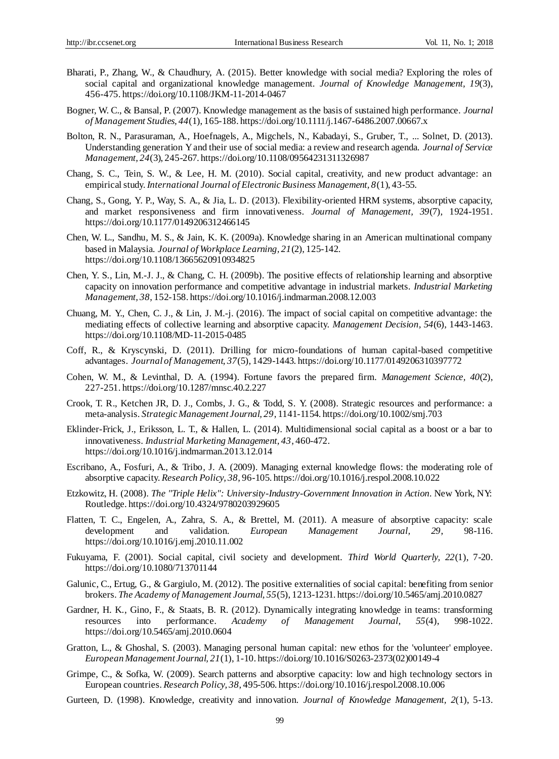Bharati, P., Zhang, W., & Chaudhury, A. (2015). Better knowledge with social media? Exploring the roles of social capital and organizational knowledge management. *Journal of Knowledge Management, 19*(3), 456-475. https://doi.org/10.1108/JKM-11-2014-0467

Bogner, W. C., & Bansal, P. (2007). Knowledge management as the basis of sustained high performance. *Journal of Management Studies, 44*(1), 165-188. https://doi.org/10.1111/j.1467-6486.2007.00667.x

Bolton, R. N., Parasuraman, A., Hoefnagels, A., Migchels, N., Kabadayi, S., Gruber, T., ... Solnet, D. (2013). Understanding generation Y and their use of social media: a review and research agenda. *Journal of Service Management, 24*(3), 245-267. https://doi.org/10.1108/09564231311326987

Chang, S. C., Tein, S. W., & Lee, H. M. (2010). Social capital, creativity, and new product advantage: an empirical study. *International Journal of Electronic Business Management, 8*(1), 43-55.

Chang, S., Gong, Y. P., Way, S. A., & Jia, L. D. (2013). Flexibility-oriented HRM systems, absorptive capacity, and market responsiveness and firm innovativeness. *Journal of Management, 39*(7), 1924-1951. https://doi.org/10.1177/0149206312466145

Chen, W. L., Sandhu, M. S., & Jain, K. K. (2009a). Knowledge sharing in an American multinational company based in Malaysia. *Journal of Workplace Learning, 21*(2), 125-142. https://doi.org/10.1108/13665620910934825

Chen, Y. S., Lin, M.-J. J., & Chang, C. H. (2009b). The positive effects of relationship learning and absorptive capacity on innovation performance and competitive advantage in industrial markets. *Industrial Marketing Management, 38*, 152-158. https://doi.org/10.1016/j.indmarman.2008.12.003

Chuang, M. Y., Chen, C. J., & Lin, J. M.-j. (2016). The impact of social capital on competitive advantage: the mediating effects of collective learning and absorptive capacity. *Management Decision, 54*(6), 1443-1463. https://doi.org/10.1108/MD-11-2015-0485

Coff, R., & Kryscynski, D. (2011). Drilling for micro-foundations of human capital-based competitive advantages. *Journal of Management, 37*(5), 1429-1443. https://doi.org/10.1177/0149206310397772

Cohen, W. M., & Levinthal, D. A. (1994). Fortune favors the prepared firm. *Management Science, 40*(2), 227-251. https://doi.org/10.1287/mnsc.40.2.227

Crook, T. R., Ketchen JR, D. J., Combs, J. G., & Todd, S. Y. (2008). Strategic resources and performance: a meta-analysis. *Strategic Management Journal, 29*, 1141-1154. https://doi.org/10.1002/smj.703

Eklinder-Frick, J., Eriksson, L. T., & Hallen, L. (2014). Multidimensional social capital as a boost or a bar to innovativeness. *Industrial Marketing Management, 43*, 460-472. https://doi.org/10.1016/j.indmarman.2013.12.014

Escribano, A., Fosfuri, A., & Tribo, J. A. (2009). Managing external knowledge flows: the moderating role of absorptive capacity. *Research Policy, 38*, 96-105. https://doi.org/10.1016/j.respol.2008.10.022

Etzkowitz, H. (2008). *The "Triple Helix": University-Industry-Government Innovation in Action*. New York, NY: Routledge. https://doi.org/10.4324/9780203929605

Flatten, T. C., Engelen, A., Zahra, S. A., & Brettel, M. (2011). A measure of absorptive capacity: scale development and validation. *European Management Journal, 29*, 98-116. https://doi.org/10.1016/j.emj.2010.11.002

Fukuyama, F. (2001). Social capital, civil society and development. *Third World Quarterly, 22*(1), 7-20. https://doi.org/10.1080/713701144

Galunic, C., Ertug, G., & Gargiulo, M. (2012). The positive externalities of social capital: benefiting from senior brokers. *The Academy of Management Journal, 55*(5), 1213-1231. https://doi.org/10.5465/amj.2010.0827

Gardner, H. K., Gino, F., & Staats, B. R. (2012). Dynamically integrating knowledge in teams: transforming resources into performance. *Academy of Management Journal, 55*(4), 998-1022. https://doi.org/10.5465/amj.2010.0604

Gratton, L., & Ghoshal, S. (2003). Managing personal human capital: new ethos for the 'volunteer' employee. *European Management Journal, 21*(1), 1-10. https://doi.org/10.1016/S0263-2373(02)00149-4

Grimpe, C., & Sofka, W. (2009). Search patterns and absorptive capacity: low and high technology sectors in European countries. *Research Policy, 38*, 495-506. https://doi.org/10.1016/j.respol.2008.10.006

Gurteen, D. (1998). Knowledge, creativity and innovation. *Journal of Knowledge Management, 2*(1), 5-13.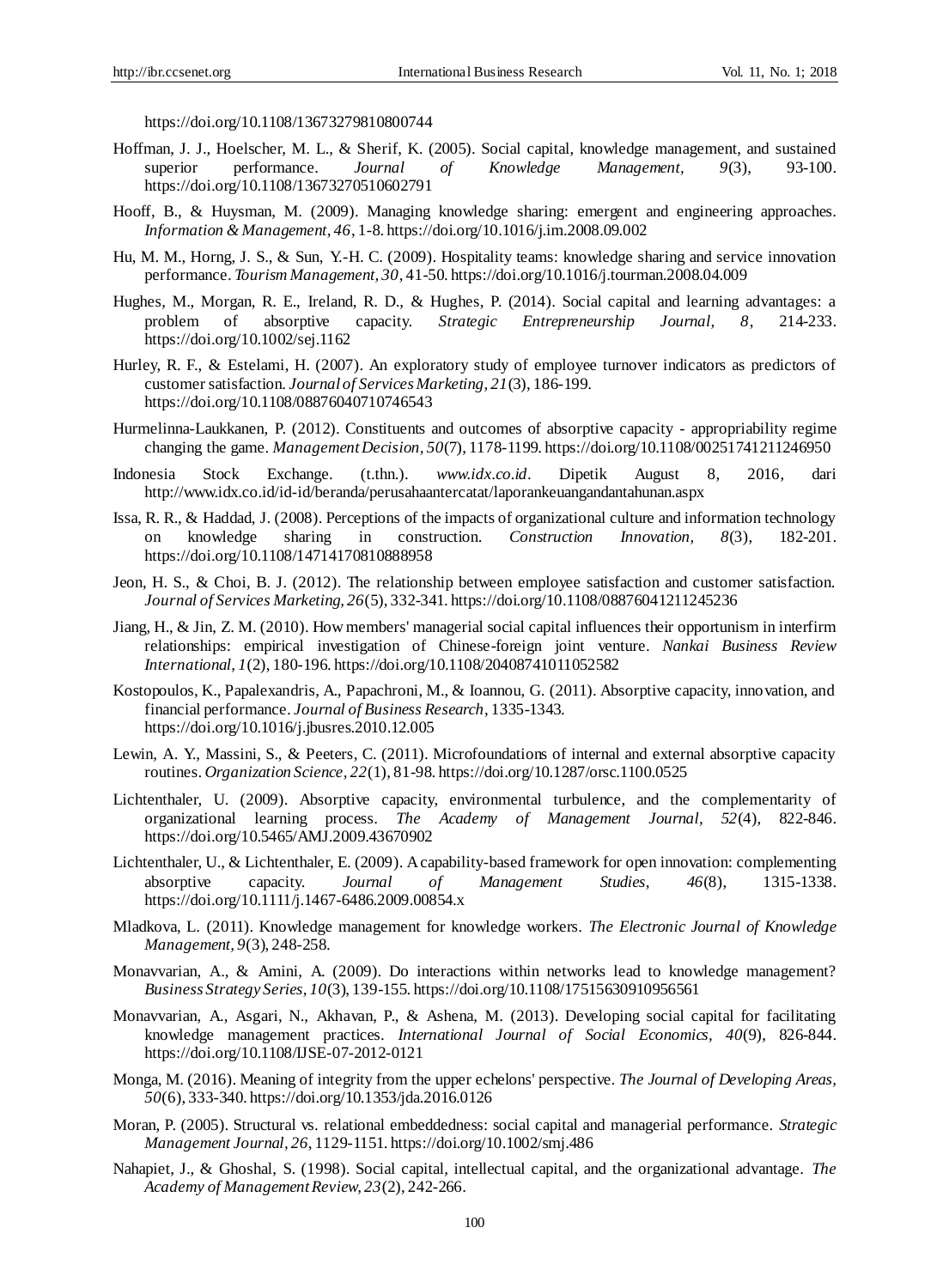https://doi.org/10.1108/13673279810800744

Hoffman, J. J., Hoelscher, M. L., & Sherif, K. (2005). Social capital, knowledge management, and sustained superior performance. *Journal of Knowledge Management, 9*(3), 93-100. https://doi.org/10.1108/13673270510602791

Hooff, B., & Huysman, M. (2009). Managing knowledge sharing: emergent and engineering approaches. *Information & Management, 46*, 1-8. https://doi.org/10.1016/j.im.2008.09.002

Hu, M. M., Horng, J. S., & Sun, Y.-H. C. (2009). Hospitality teams: knowledge sharing and service innovation performance. *Tourism Management, 30*, 41-50. https://doi.org/10.1016/j.tourman.2008.04.009

Hughes, M., Morgan, R. E., Ireland, R. D., & Hughes, P. (2014). Social capital and learning advantages: a problem of absorptive capacity. *Strategic Entrepreneurship Journal, 8*, 214-233. https://doi.org/10.1002/sej.1162

Hurley, R. F., & Estelami, H. (2007). An exploratory study of employee turnover indicators as predictors of customer satisfaction. *Journal of Services Marketing, 21*(3), 186-199. https://doi.org/10.1108/08876040710746543

Hurmelinna-Laukkanen, P. (2012). Constituents and outcomes of absorptive capacity - appropriability regime changing the game. *Management Decision, 50*(7), 1178-1199. https://doi.org/10.1108/00251741211246950

Indonesia Stock Exchange. (t.thn.). *www.idx.co.id*. Dipetik August 8, 2016, dari http://www.idx.co.id/id-id/beranda/perusahaantercatat/laporankeuangandantahunan.aspx

Issa, R. R., & Haddad, J. (2008). Perceptions of the impacts of organizational culture and information technology on knowledge sharing in construction. *Construction Innovation, 8*(3), 182-201. https://doi.org/10.1108/14714170810888958

Jeon, H. S., & Choi, B. J. (2012). The relationship between employee satisfaction and customer satisfaction. *Journal of Services Marketing, 26*(5), 332-341. https://doi.org/10.1108/08876041211245236

Jiang, H., & Jin, Z. M. (2010). How members' managerial social capital influences their opportunism in interfirm relationships: empirical investigation of Chinese-foreign joint venture. *Nankai Business Review International, 1*(2), 180-196. https://doi.org/10.1108/20408741011052582

Kostopoulos, K., Papalexandris, A., Papachroni, M., & Ioannou, G. (2011). Absorptive capacity, innovation, and financial performance. *Journal of Business Research*, 1335-1343. https://doi.org/10.1016/j.jbusres.2010.12.005

Lewin, A. Y., Massini, S., & Peeters, C. (2011). Microfoundations of internal and external absorptive capacity routines. *Organization Science, 22*(1), 81-98. https://doi.org/10.1287/orsc.1100.0525

Lichtenthaler, U. (2009). Absorptive capacity, environmental turbulence, and the complementarity of organizational learning process. *The Academy of Management Journal, 52*(4), 822-846. https://doi.org/10.5465/AMJ.2009.43670902

Lichtenthaler, U., & Lichtenthaler, E. (2009). A capability-based framework for open innovation: complementing absorptive capacity. *Journal of Management Studies, 46*(8), 1315-1338. https://doi.org/10.1111/j.1467-6486.2009.00854.x

Mladkova, L. (2011). Knowledge management for knowledge workers. *The Electronic Journal of Knowledge Management, 9*(3), 248-258.

Monavvarian, A., & Amini, A. (2009). Do interactions within networks lead to knowledge management? *Business Strategy Series, 10*(3), 139-155. https://doi.org/10.1108/17515630910956561

Monavvarian, A., Asgari, N., Akhavan, P., & Ashena, M. (2013). Developing social capital for facilitating knowledge management practices. *International Journal of Social Economics, 40*(9), 826-844. https://doi.org/10.1108/IJSE-07-2012-0121

Monga, M. (2016). Meaning of integrity from the upper echelons' perspective. *The Journal of Developing Areas, 50*(6), 333-340. https://doi.org/10.1353/jda.2016.0126

Moran, P. (2005). Structural vs. relational embeddedness: social capital and managerial performance. *Strategic Management Journal, 26*, 1129-1151. https://doi.org/10.1002/smj.486

Nahapiet, J., & Ghoshal, S. (1998). Social capital, intellectual capital, and the organizational advantage. *The Academy of Management Review, 23*(2), 242-266.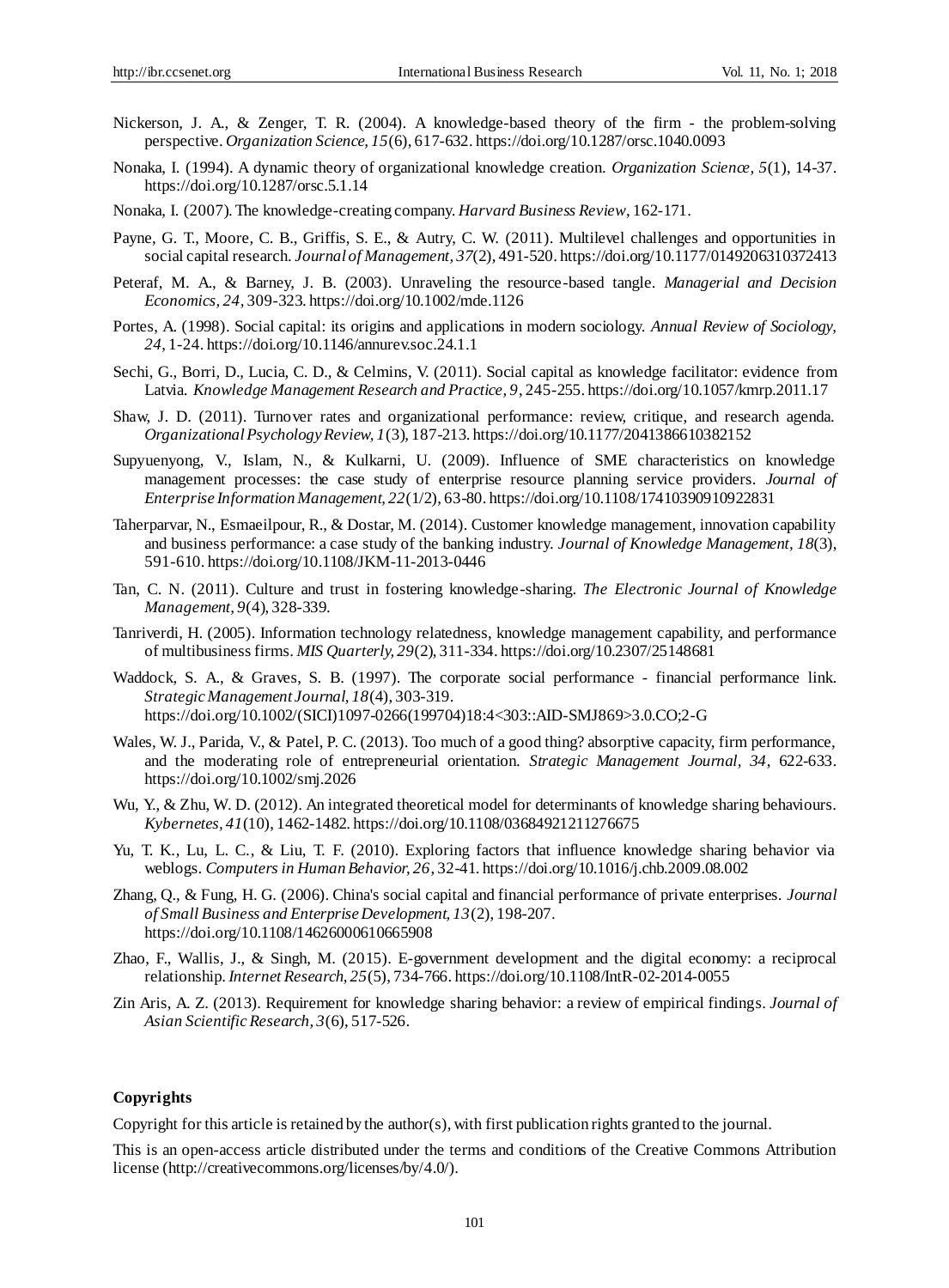Nickerson, J. A., & Zenger, T. R. (2004). A knowledge-based theory of the firm - the problem-solving perspective. *Organization Science, 15*(6), 617-632. https://doi.org/10.1287/orsc.1040.0093

Nonaka, I. (1994). A dynamic theory of organizational knowledge creation. *Organization Science, 5*(1), 14-37. https://doi.org/10.1287/orsc.5.1.14

Nonaka, I. (2007). The knowledge-creating company. *Harvard Business Review*, 162-171.

Payne, G. T., Moore, C. B., Griffis, S. E., & Autry, C. W. (2011). Multilevel challenges and opportunities in social capital research. *Journal of Management, 37*(2), 491-520. https://doi.org/10.1177/0149206310372413

Peteraf, M. A., & Barney, J. B. (2003). Unraveling the resource-based tangle. *Managerial and Decision Economics, 24*, 309-323. https://doi.org/10.1002/mde.1126

Portes, A. (1998). Social capital: its origins and applications in modern sociology. *Annual Review of Sociology, 24*, 1-24. https://doi.org/10.1146/annurev.soc.24.1.1

Sechi, G., Borri, D., Lucia, C. D., & Celmins, V. (2011). Social capital as knowledge facilitator: evidence from Latvia. *Knowledge Management Research and Practice, 9*, 245-255. https://doi.org/10.1057/kmrp.2011.17

Shaw, J. D. (2011). Turnover rates and organizational performance: review, critique, and research agenda. *Organizational Psychology Review, 1*(3), 187-213. https://doi.org/10.1177/2041386610382152

Supyuenyong, V., Islam, N., & Kulkarni, U. (2009). Influence of SME characteristics on knowledge management processes: the case study of enterprise resource planning service providers. *Journal of Enterprise Information Management, 22*(1/2), 63-80. https://doi.org/10.1108/17410390910922831

Taherparvar, N., Esmaeilpour, R., & Dostar, M. (2014). Customer knowledge management, innovation capability and business performance: a case study of the banking industry. *Journal of Knowledge Management, 18*(3), 591-610. https://doi.org/10.1108/JKM-11-2013-0446

Tan, C. N. (2011). Culture and trust in fostering knowledge-sharing. *The Electronic Journal of Knowledge Management, 9*(4), 328-339.

Tanriverdi, H. (2005). Information technology relatedness, knowledge management capability, and performance of multibusiness firms. *MIS Quarterly, 29*(2), 311-334. https://doi.org/10.2307/25148681

Waddock, S. A., & Graves, S. B. (1997). The corporate social performance - financial performance link. *Strategic Management Journal, 18*(4), 303-319. https://doi.org/10.1002/(SICI)1097-0266(199704)18:4<303::AID-SMJ869>3.0.CO;2-G

Wales, W. J., Parida, V., & Patel, P. C. (2013). Too much of a good thing? absorptive capacity, firm performance, and the moderating role of entrepreneurial orientation. *Strategic Management Journal, 34*, 622-633. https://doi.org/10.1002/smj.2026

Wu, Y., & Zhu, W. D. (2012). An integrated theoretical model for determinants of knowledge sharing behaviours. *Kybernetes, 41*(10), 1462-1482. https://doi.org/10.1108/03684921211276675

Yu, T. K., Lu, L. C., & Liu, T. F. (2010). Exploring factors that influence knowledge sharing behavior via weblogs. *Computers in Human Behavior, 26*, 32-41. https://doi.org/10.1016/j.chb.2009.08.002

Zhang, Q., & Fung, H. G. (2006). China's social capital and financial performance of private enterprises. *Journal of Small Business and Enterprise Development, 13*(2), 198-207. https://doi.org/10.1108/14626000610665908

Zhao, F., Wallis, J., & Singh, M. (2015). E-government development and the digital economy: a reciprocal relationship. *Internet Research, 25*(5), 734-766. https://doi.org/10.1108/IntR-02-2014-0055

Zin Aris, A. Z. (2013). Requirement for knowledge sharing behavior: a review of empirical findings. *Journal of Asian Scientific Research, 3*(6), 517-526.

## Copyrights

Copyright for this article is retained by the author(s), with first publication rights granted to the journal.

This is an open-access article distributed under the terms and conditions of the Creative Commons Attribution license (http://creativecommons.org/licenses/by/4.0/).